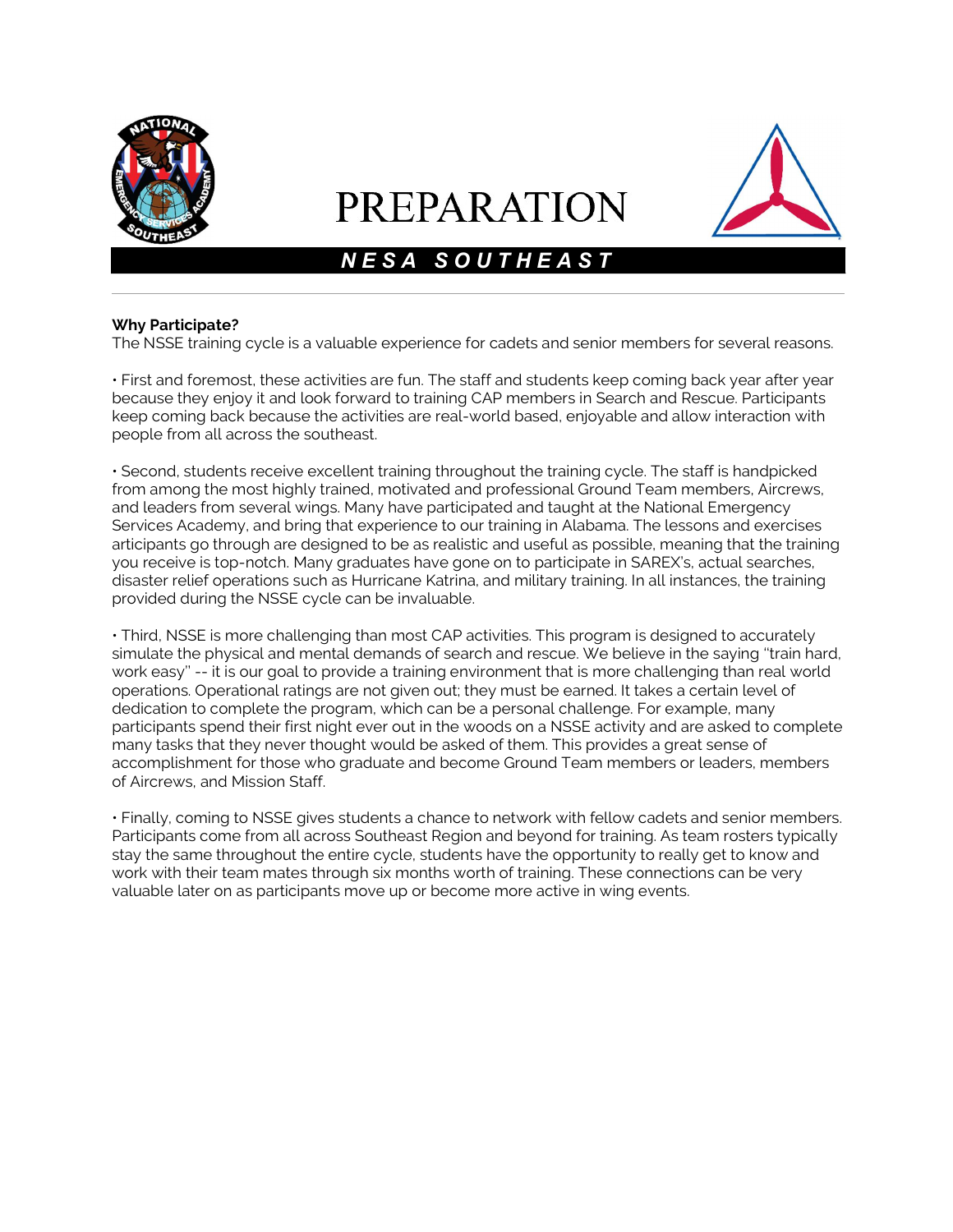# PREPARATION

## NESA SOUTHEAST

**Why Participate?**

The NSSE training cycle is a valuable experience for cadets and senior members for several reasons.

• First and foremost, these activities are fun. The staff and students keep coming back year after year because they enjoy it and look forward to training CAP members in Search and Rescue. Participants keep coming back because the activities are real-world based, enjoyable and allow interaction with people from all across the southeast.

• Second, students receive excellent training throughout the training cycle. The staff is handpicked from among the most highly trained, motivated and professional Ground Team members, Aircrews, and leaders from several wings. Many have participated and taught at the National Emergency Services Academy, and bring that experience to our training in Alabama. The lessons and exercises articipants go through are designed to be as realistic and useful as possible, meaning that the training you receive is top-notch. Many graduates have gone on to participate in SAREX's, actual searches, disaster relief operations such as Hurricane Katrina, and military training. In all instances, the training provided during the NSSE cycle can be invaluable.

• Third, NSSE is more challenging than most CAP activities. This program is designed to accurately simulate the physical and mental demands of search and rescue. We believe in the saying "train hard, work easy" -- it is our goal to provide a training environment that is more challenging than real world operations. Operational ratings are not given out; they must be earned. It takes a certain level of dedication to complete the program, which can be a personal challenge. For example, many participants spend their first night ever out in the woods on a NSSE activity and are asked to complete many tasks that they never thought would be asked of them. This provides a great sense of accomplishment for those who graduate and become Ground Team members or leaders, members of Aircrews, and Mission Staff.

• Finally, coming to NSSE gives students a chance to network with fellow cadets and senior members. Participants come from all across Southeast Region and beyond for training. As team rosters typically stay the same throughout the entire cycle, students have the opportunity to really get to know and work with their team mates through six months worth of training. These connections can be very valuable later on as participants move up or become more active in wing events.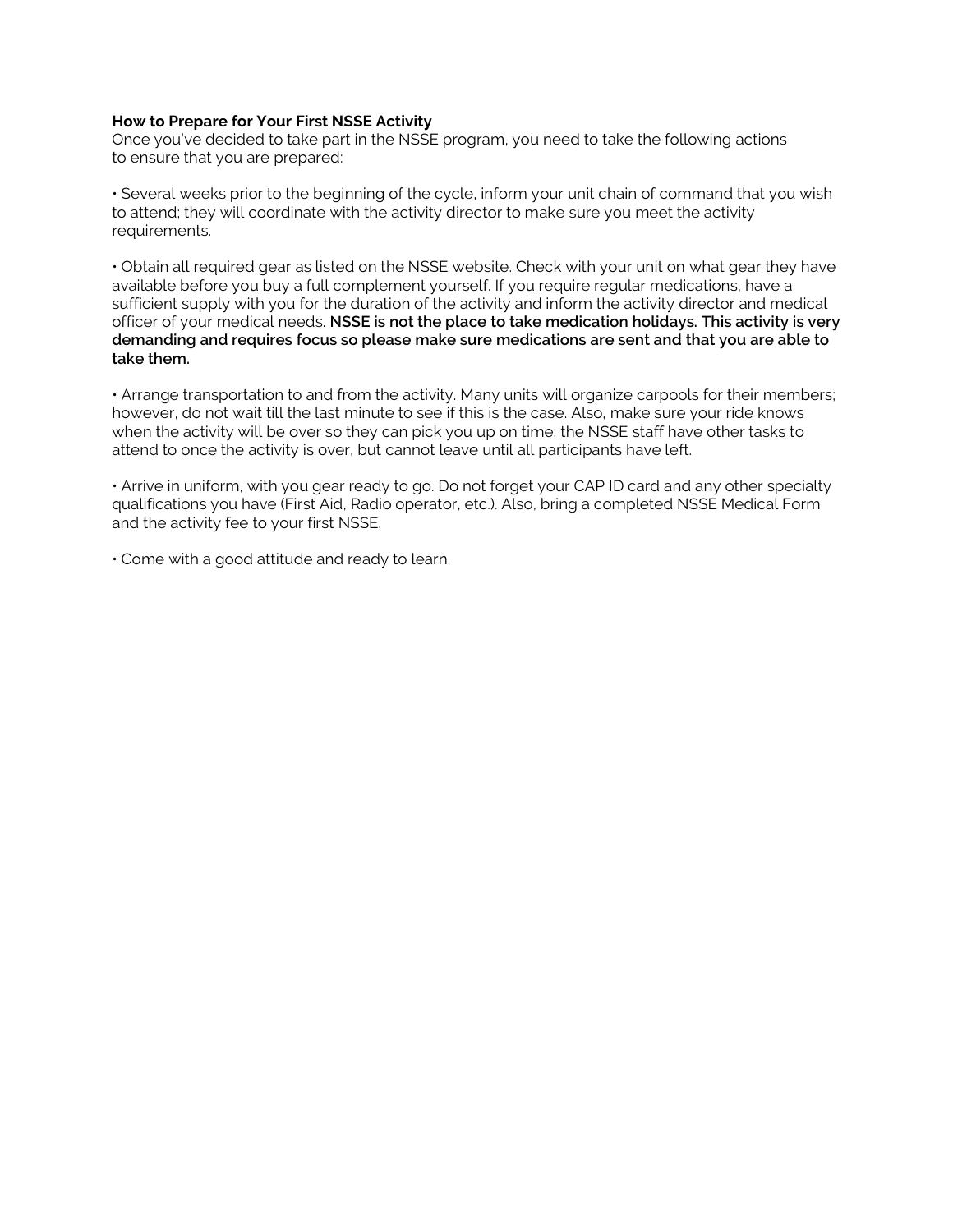**How to Prepare for Your First NSSE Activity**

Once you've decided to take part in the NSSE program, you need to take the following actions to ensure that you are prepared:

- Several weeks prior to the beginning of the cycle, inform your unit chain of command that you wish to attend; they will coordinate with the activity director to make sure you meet the activity requirements.

- Obtain all required gear as listed on the NSSE website. Check with your unit on what gear they have available before you buy a full complement yourself. If you require regular medications, have a sufficient supply with you for the duration of the activity and inform the activity director and medical officer of your medical needs. **NSSE is not the place to take medication holidays. This activity is very demanding and requires focus so please make sure medications are sent and that you are able to take them.**

- Arrange transportation to and from the activity. Many units will organize carpools for their members; however, do not wait till the last minute to see if this is the case. Also, make sure your ride knows when the activity will be over so they can pick you up on time; the NSSE staff have other tasks to attend to once the activity is over, but cannot leave until all participants have left.

- Arrive in uniform, with you gear ready to go. Do not forget your CAP ID card and any other specialty qualifications you have (First Aid, Radio operator, etc.). Also, bring a completed NSSE Medical Form and the activity fee to your first NSSE.

- Come with a good attitude and ready to learn.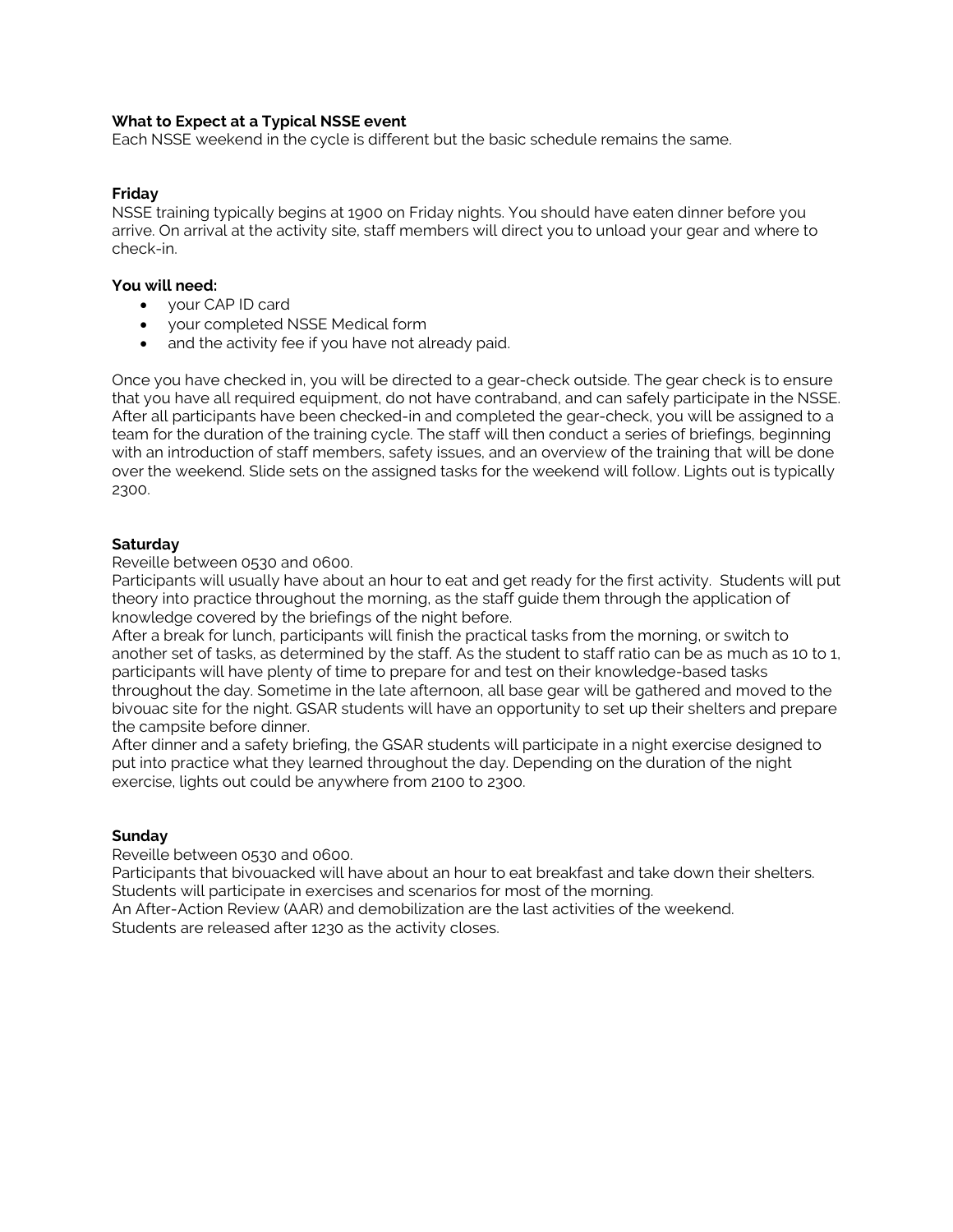**What to Expect at a Typical NSSE event**

Each NSSE weekend in the cycle is different but the basic schedule remains the same.

**Friday**

NSSE training typically begins at 1900 on Friday nights. You should have eaten dinner before you arrive. On arrival at the activity site, staff members will direct you to unload your gear and where to check-in.

**You will need:**

- your CAP ID card
- your completed NSSE Medical form
- and the activity fee if you have not already paid.

Once you have checked in, you will be directed to a gear-check outside. The gear check is to ensure that you have all required equipment, do not have contraband, and can safely participate in the NSSE. After all participants have been checked-in and completed the gear-check, you will be assigned to a team for the duration of the training cycle. The staff will then conduct a series of briefings, beginning with an introduction of staff members, safety issues, and an overview of the training that will be done over the weekend. Slide sets on the assigned tasks for the weekend will follow. Lights out is typically 2300.

**Saturday**

Reveille between 0530 and 0600.

Participants will usually have about an hour to eat and get ready for the first activity. Students will put theory into practice throughout the morning, as the staff guide them through the application of knowledge covered by the briefings of the night before.

After a break for lunch, participants will finish the practical tasks from the morning, or switch to another set of tasks, as determined by the staff. As the student to staff ratio can be as much as 10 to 1, participants will have plenty of time to prepare for and test on their knowledge-based tasks throughout the day. Sometime in the late afternoon, all base gear will be gathered and moved to the bivouac site for the night. GSAR students will have an opportunity to set up their shelters and prepare the campsite before dinner.

After dinner and a safety briefing, the GSAR students will participate in a night exercise designed to put into practice what they learned throughout the day. Depending on the duration of the night exercise, lights out could be anywhere from 2100 to 2300.

**Sunday**

Reveille between 0530 and 0600.

Participants that bivouacked will have about an hour to eat breakfast and take down their shelters.

Students will participate in exercises and scenarios for most of the morning.

An After-Action Review (AAR) and demobilization are the last activities of the weekend.

Students are released after 1230 as the activity closes.